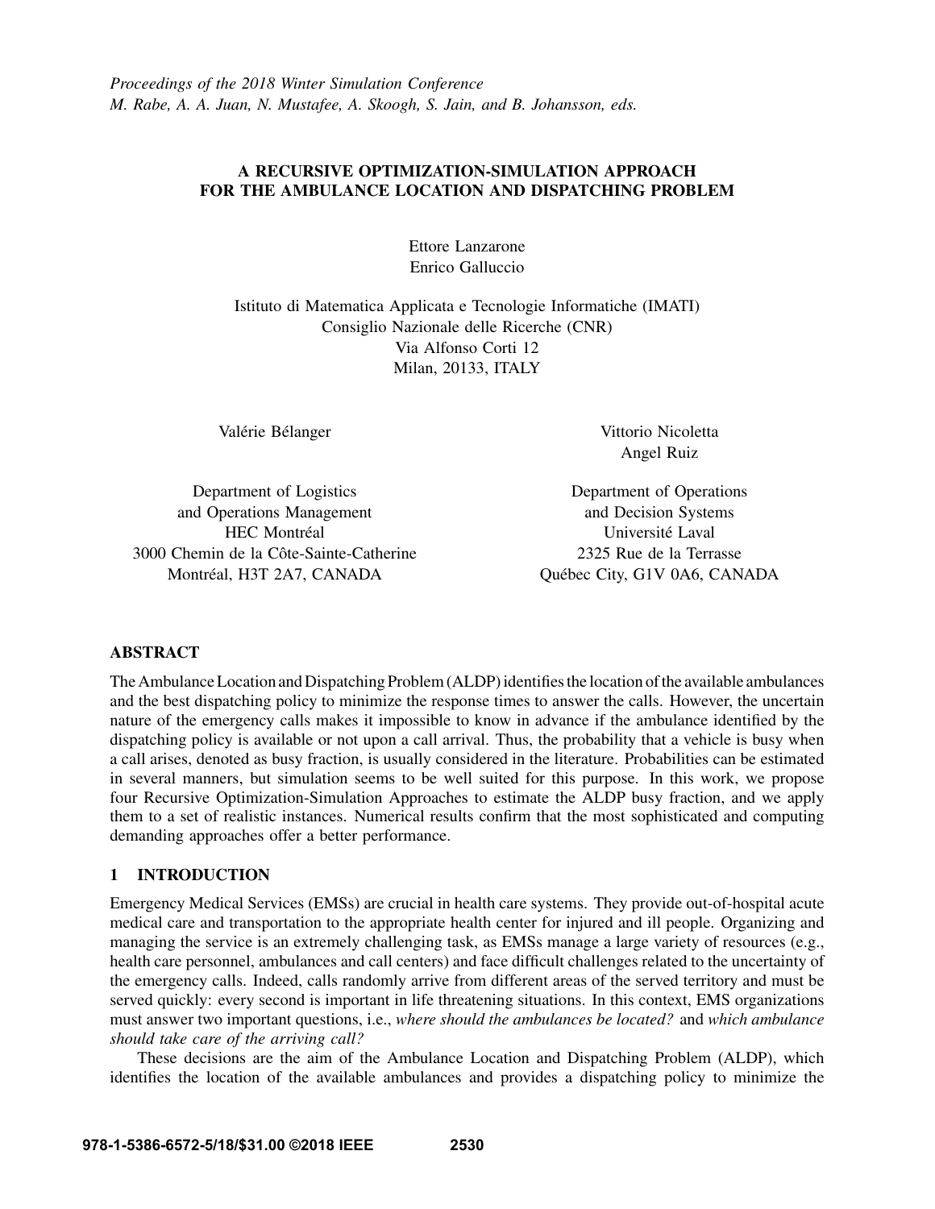Proceedings of the 2018 Winter Simulation Conference
M. Rabe, A. A. Juan, N. Mustafee, A. Skoogh, S. Jain, and B. Johansson, eds.

# A RECURSIVE OPTIMIZATION-SIMULATION APPROACH FOR THE AMBULANCE LOCATION AND DISPATCHING PROBLEM

Ettore Lanzarone
Enrico Galluccio

Istituto di Matematica Applicata e Tecnologie Informatiche (IMATI)
Consiglio Nazionale delle Ricerche (CNR)
Via Alfonso Corti 12
Milan, 20133, ITALY

Valérie Bélanger

Department of Logistics
and Operations Management
HEC Montréal
3000 Chemin de la Côte-Sainte-Catherine
Montréal, H3T 2A7, CANADA

Vittorio Nicoletta
Angel Ruiz

Department of Operations
and Decision Systems
Université Laval
2325 Rue de la Terrasse
Québec City, G1V 0A6, CANADA

## ABSTRACT

The Ambulance Location and Dispatching Problem (ALDP) identifies the location of the available ambulances and the best dispatching policy to minimize the response times to answer the calls. However, the uncertain nature of the emergency calls makes it impossible to know in advance if the ambulance identified by the dispatching policy is available or not upon a call arrival. Thus, the probability that a vehicle is busy when a call arises, denoted as busy fraction, is usually considered in the literature. Probabilities can be estimated in several manners, but simulation seems to be well suited for this purpose. In this work, we propose four Recursive Optimization-Simulation Approaches to estimate the ALDP busy fraction, and we apply them to a set of realistic instances. Numerical results confirm that the most sophisticated and computing demanding approaches offer a better performance.

## 1 INTRODUCTION

Emergency Medical Services (EMSs) are crucial in health care systems. They provide out-of-hospital acute medical care and transportation to the appropriate health center for injured and ill people. Organizing and managing the service is an extremely challenging task, as EMSs manage a large variety of resources (e.g., health care personnel, ambulances and call centers) and face difficult challenges related to the uncertainty of the emergency calls. Indeed, calls randomly arrive from different areas of the served territory and must be served quickly: every second is important in life threatening situations. In this context, EMS organizations must answer two important questions, i.e., *where should the ambulances be located?* and *which ambulance should take care of the arriving call?*

These decisions are the aim of the Ambulance Location and Dispatching Problem (ALDP), which identifies the location of the available ambulances and provides a dispatching policy to minimize the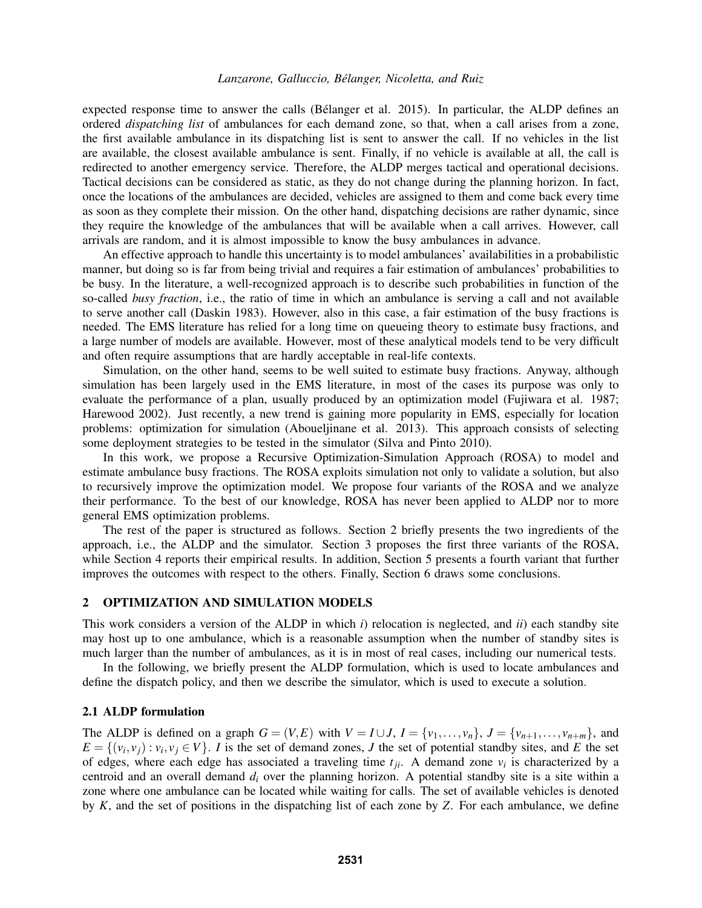expected response time to answer the calls (Bélanger et al. 2015). In particular, the ALDP defines an ordered *dispatching list* of ambulances for each demand zone, so that, when a call arises from a zone, the first available ambulance in its dispatching list is sent to answer the call. If no vehicles in the list are available, the closest available ambulance is sent. Finally, if no vehicle is available at all, the call is redirected to another emergency service. Therefore, the ALDP merges tactical and operational decisions. Tactical decisions can be considered as static, as they do not change during the planning horizon. In fact, once the locations of the ambulances are decided, vehicles are assigned to them and come back every time as soon as they complete their mission. On the other hand, dispatching decisions are rather dynamic, since they require the knowledge of the ambulances that will be available when a call arrives. However, call arrivals are random, and it is almost impossible to know the busy ambulances in advance.

An effective approach to handle this uncertainty is to model ambulances' availabilities in a probabilistic manner, but doing so is far from being trivial and requires a fair estimation of ambulances' probabilities to be busy. In the literature, a well-recognized approach is to describe such probabilities in function of the so-called *busy fraction*, i.e., the ratio of time in which an ambulance is serving a call and not available to serve another call (Daskin 1983). However, also in this case, a fair estimation of the busy fractions is needed. The EMS literature has relied for a long time on queueing theory to estimate busy fractions, and a large number of models are available. However, most of these analytical models tend to be very difficult and often require assumptions that are hardly acceptable in real-life contexts.

Simulation, on the other hand, seems to be well suited to estimate busy fractions. Anyway, although simulation has been largely used in the EMS literature, in most of the cases its purpose was only to evaluate the performance of a plan, usually produced by an optimization model (Fujiwara et al. 1987; Harewood 2002). Just recently, a new trend is gaining more popularity in EMS, especially for location problems: optimization for simulation (Aboueljinane et al. 2013). This approach consists of selecting some deployment strategies to be tested in the simulator (Silva and Pinto 2010).

In this work, we propose a Recursive Optimization-Simulation Approach (ROSA) to model and estimate ambulance busy fractions. The ROSA exploits simulation not only to validate a solution, but also to recursively improve the optimization model. We propose four variants of the ROSA and we analyze their performance. To the best of our knowledge, ROSA has never been applied to ALDP nor to more general EMS optimization problems.

The rest of the paper is structured as follows. Section 2 briefly presents the two ingredients of the approach, i.e., the ALDP and the simulator. Section 3 proposes the first three variants of the ROSA, while Section 4 reports their empirical results. In addition, Section 5 presents a fourth variant that further improves the outcomes with respect to the others. Finally, Section 6 draws some conclusions.

## 2 OPTIMIZATION AND SIMULATION MODELS

This work considers a version of the ALDP in which *i*) relocation is neglected, and *ii*) each standby site may host up to one ambulance, which is a reasonable assumption when the number of standby sites is much larger than the number of ambulances, as it is in most of real cases, including our numerical tests.

In the following, we briefly present the ALDP formulation, which is used to locate ambulances and define the dispatch policy, and then we describe the simulator, which is used to execute a solution.

### 2.1 ALDP formulation

The ALDP is defined on a graph $G = (V,E)$ with $V = I \cup J$, $I = \{v_1,\ldots,v_n\}$, $J = \{v_{n+1},\ldots,v_{n+m}\}$, and $E = \{(v_i,v_j) : v_i,v_j \in V\}$. $I$ is the set of demand zones, $J$ the set of potential standby sites, and $E$ the set of edges, where each edge has associated a traveling time $t_{ji}$. A demand zone $v_i$ is characterized by a centroid and an overall demand $d_i$ over the planning horizon. A potential standby site is a site within a zone where one ambulance can be located while waiting for calls. The set of available vehicles is denoted by $K$, and the set of positions in the dispatching list of each zone by $Z$. For each ambulance, we define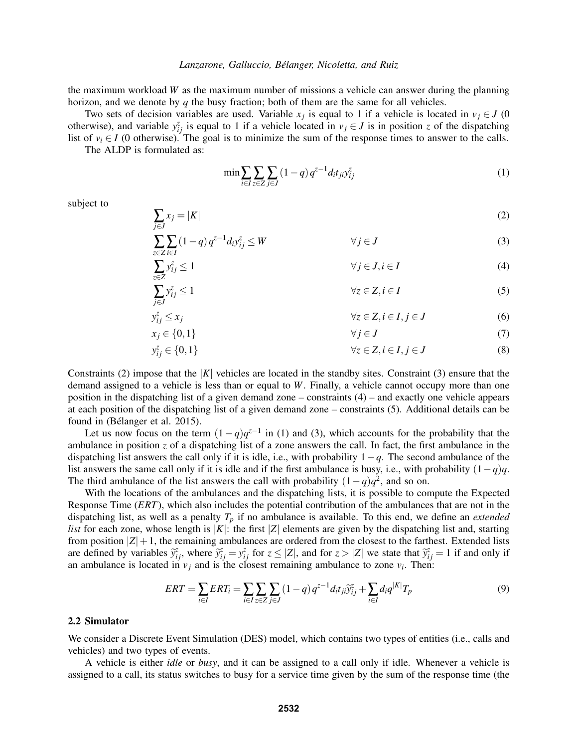the maximum workload $W$ as the maximum number of missions a vehicle can answer during the planning horizon, and we denote by $q$ the busy fraction; both of them are the same for all vehicles.

Two sets of decision variables are used. Variable $x_j$ is equal to 1 if a vehicle is located in $v_j \in J$ (0 otherwise), and variable $y_{ij}^z$ is equal to 1 if a vehicle located in $v_j \in J$ is in position $z$ of the dispatching list of $v_i \in I$ (0 otherwise). The goal is to minimize the sum of the response times to answer to the calls.

The ALDP is formulated as:

$$\min \sum_{i \in I} \sum_{z \in Z} \sum_{j \in J} (1-q)\, q^{z-1} d_i t_{ji} y_{ij}^z \tag{1}$$

subject to

$$\sum_{j \in J} x_j = |K| \tag{2}$$

$$\sum_{z \in Z} \sum_{i \in I} (1-q)\, q^{z-1} d_i y_{ij}^z \le W \qquad \forall j \in J \tag{3}$$

$$\sum_{z \in Z} y_{ij}^z \le 1 \qquad \forall j \in J, i \in I \tag{4}$$

$$\sum_{j \in J} y_{ij}^z \le 1 \qquad \forall z \in Z, i \in I \tag{5}$$

$$y_{ij}^z \le x_j \qquad \forall z \in Z, i \in I, j \in J \tag{6}$$

$$x_j \in \{0,1\} \qquad \forall j \in J \tag{7}$$

$$y_{ij}^z \in \{0,1\} \qquad \forall z \in Z, i \in I, j \in J \tag{8}$$

Constraints (2) impose that the $|K|$ vehicles are located in the standby sites. Constraint (3) ensure that the demand assigned to a vehicle is less than or equal to $W$. Finally, a vehicle cannot occupy more than one position in the dispatching list of a given demand zone – constraints (4) – and exactly one vehicle appears at each position of the dispatching list of a given demand zone – constraints (5). Additional details can be found in (Bélanger et al. 2015).

Let us now focus on the term $(1-q)q^{z-1}$ in (1) and (3), which accounts for the probability that the ambulance in position $z$ of a dispatching list of a zone answers the call. In fact, the first ambulance in the dispatching list answers the call only if it is idle, i.e., with probability $1-q$. The second ambulance of the list answers the same call only if it is idle and if the first ambulance is busy, i.e., with probability $(1-q)q$. The third ambulance of the list answers the call with probability $(1-q)q^2$, and so on.

With the locations of the ambulances and the dispatching lists, it is possible to compute the Expected Response Time ($ERT$), which also includes the potential contribution of the ambulances that are not in the dispatching list, as well as a penalty $T_p$ if no ambulance is available. To this end, we define an *extended list* for each zone, whose length is $|K|$: the first $|Z|$ elements are given by the dispatching list and, starting from position $|Z|+1$, the remaining ambulances are ordered from the closest to the farthest. Extended lists are defined by variables $\widetilde{y}_{ij}^z$, where $\widetilde{y}_{ij}^z = y_{ij}^z$ for $z \le |Z|$, and for $z > |Z|$ we state that $\widetilde{y}_{ij}^z = 1$ if and only if an ambulance is located in $v_j$ and is the closest remaining ambulance to zone $v_i$. Then:

$$ERT = \sum_{i \in I} ERT_i = \sum_{i \in I} \sum_{z \in Z} \sum_{j \in J} (1-q)\, q^{z-1} d_i t_{ji} \widetilde{y}_{ij}^z + \sum_{i \in I} d_i q^{|K|} T_p \tag{9}$$

### 2.2 Simulator

We consider a Discrete Event Simulation (DES) model, which contains two types of entities (i.e., calls and vehicles) and two types of events.

A vehicle is either *idle* or *busy*, and it can be assigned to a call only if idle. Whenever a vehicle is assigned to a call, its status switches to busy for a service time given by the sum of the response time (the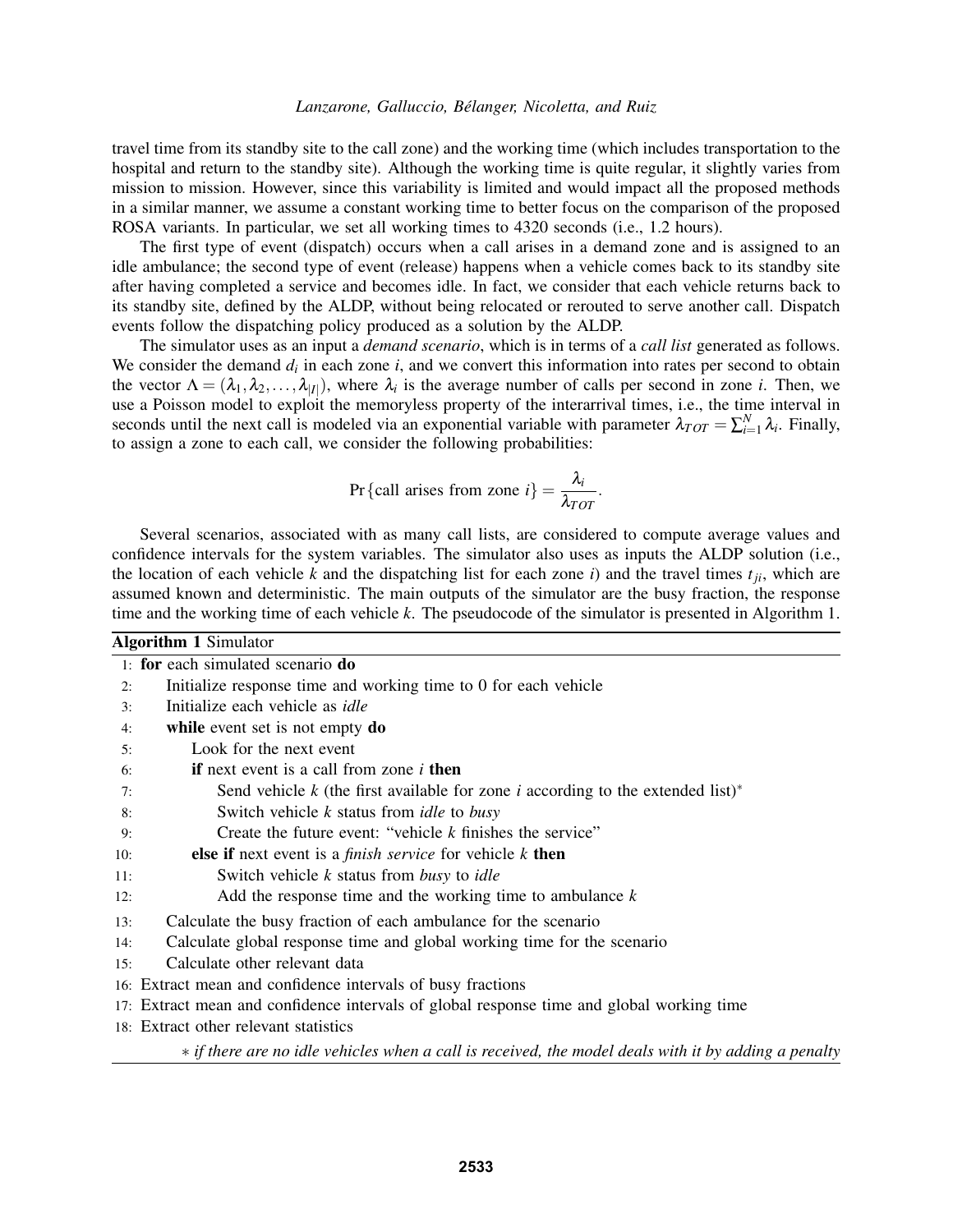travel time from its standby site to the call zone) and the working time (which includes transportation to the hospital and return to the standby site). Although the working time is quite regular, it slightly varies from mission to mission. However, since this variability is limited and would impact all the proposed methods in a similar manner, we assume a constant working time to better focus on the comparison of the proposed ROSA variants. In particular, we set all working times to 4320 seconds (i.e., 1.2 hours).

The first type of event (dispatch) occurs when a call arises in a demand zone and is assigned to an idle ambulance; the second type of event (release) happens when a vehicle comes back to its standby site after having completed a service and becomes idle. In fact, we consider that each vehicle returns back to its standby site, defined by the ALDP, without being relocated or rerouted to serve another call. Dispatch events follow the dispatching policy produced as a solution by the ALDP.

The simulator uses as an input a *demand scenario*, which is in terms of a *call list* generated as follows. We consider the demand $d_i$ in each zone $i$, and we convert this information into rates per second to obtain the vector $\Lambda = (\lambda_1, \lambda_2, \ldots, \lambda_{|I|})$, where $\lambda_i$ is the average number of calls per second in zone $i$. Then, we use a Poisson model to exploit the memoryless property of the interarrival times, i.e., the time interval in seconds until the next call is modeled via an exponential variable with parameter $\lambda_{TOT} = \sum_{i=1}^{N} \lambda_i$. Finally, to assign a zone to each call, we consider the following probabilities:

$$\Pr\{\text{call arises from zone } i\} = \frac{\lambda_i}{\lambda_{TOT}}.$$

Several scenarios, associated with as many call lists, are considered to compute average values and confidence intervals for the system variables. The simulator also uses as inputs the ALDP solution (i.e., the location of each vehicle $k$ and the dispatching list for each zone $i$) and the travel times $t_{ji}$, which are assumed known and deterministic. The main outputs of the simulator are the busy fraction, the response time and the working time of each vehicle $k$. The pseudocode of the simulator is presented in Algorithm 1.

**Algorithm 1** Simulator

```
 1: for each simulated scenario do
 2:     Initialize response time and working time to 0 for each vehicle
 3:     Initialize each vehicle as idle
 4:     while event set is not empty do
 5:         Look for the next event
 6:         if next event is a call from zone i then
 7:             Send vehicle k (the first available for zone i according to the extended list)*
 8:             Switch vehicle k status from idle to busy
 9:             Create the future event: "vehicle k finishes the service"
10:         else if next event is a finish service for vehicle k then
11:             Switch vehicle k status from busy to idle
12:             Add the response time and the working time to ambulance k
13:     Calculate the busy fraction of each ambulance for the scenario
14:     Calculate global response time and global working time for the scenario
15:     Calculate other relevant data
16: Extract mean and confidence intervals of busy fractions
17: Extract mean and confidence intervals of global response time and global working time
18: Extract other relevant statistics
```

∗ *if there are no idle vehicles when a call is received, the model deals with it by adding a penalty*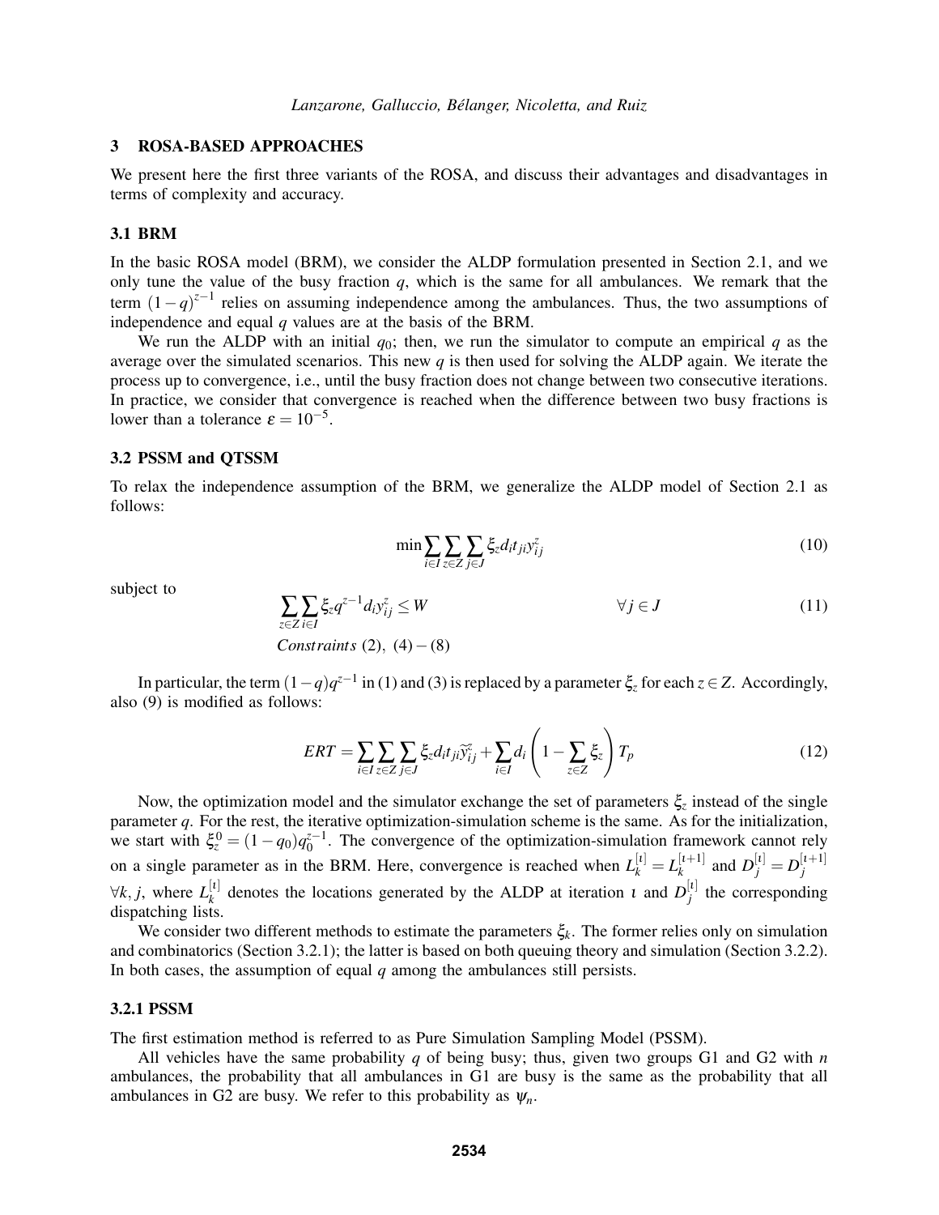## 3 ROSA-BASED APPROACHES

We present here the first three variants of the ROSA, and discuss their advantages and disadvantages in terms of complexity and accuracy.

### 3.1 BRM

In the basic ROSA model (BRM), we consider the ALDP formulation presented in Section 2.1, and we only tune the value of the busy fraction $q$, which is the same for all ambulances. We remark that the term $(1-q)^{z-1}$ relies on assuming independence among the ambulances. Thus, the two assumptions of independence and equal $q$ values are at the basis of the BRM.

We run the ALDP with an initial $q_0$; then, we run the simulator to compute an empirical $q$ as the average over the simulated scenarios. This new $q$ is then used for solving the ALDP again. We iterate the process up to convergence, i.e., until the busy fraction does not change between two consecutive iterations. In practice, we consider that convergence is reached when the difference between two busy fractions is lower than a tolerance $\varepsilon = 10^{-5}$.

### 3.2 PSSM and QTSSM

To relax the independence assumption of the BRM, we generalize the ALDP model of Section 2.1 as follows:

$$\min \sum_{i \in I} \sum_{z \in Z} \sum_{j \in J} \xi_z d_i t_{ji} y_{ij}^z \tag{10}$$

subject to

$$\sum_{z \in Z} \sum_{i \in I} \xi_z q^{z-1} d_i y_{ij}^z \leq W \qquad \forall j \in J \tag{11}$$

$$\textit{Constraints } (2),\ (4)-(8)$$

In particular, the term $(1-q)q^{z-1}$ in (1) and (3) is replaced by a parameter $\xi_z$ for each $z \in Z$. Accordingly, also (9) is modified as follows:

$$ERT = \sum_{i \in I} \sum_{z \in Z} \sum_{j \in J} \xi_z d_i t_{ji} \widetilde{y}_{ij}^z + \sum_{i \in I} d_i \left( 1 - \sum_{z \in Z} \xi_z \right) T_p \tag{12}$$

Now, the optimization model and the simulator exchange the set of parameters $\xi_z$ instead of the single parameter $q$. For the rest, the iterative optimization-simulation scheme is the same. As for the initialization, we start with $\xi_z^0 = (1-q_0)q_0^{z-1}$. The convergence of the optimization-simulation framework cannot rely on a single parameter as in the BRM. Here, convergence is reached when $L_k^{[\iota]} = L_k^{[\iota+1]}$ and $D_j^{[\iota]} = D_j^{[\iota+1]}$ $\forall k, j$, where $L_k^{[\iota]}$ denotes the locations generated by the ALDP at iteration $\iota$ and $D_j^{[\iota]}$ the corresponding dispatching lists.

We consider two different methods to estimate the parameters $\xi_k$. The former relies only on simulation and combinatorics (Section 3.2.1); the latter is based on both queuing theory and simulation (Section 3.2.2). In both cases, the assumption of equal $q$ among the ambulances still persists.

#### 3.2.1 PSSM

The first estimation method is referred to as Pure Simulation Sampling Model (PSSM).

All vehicles have the same probability $q$ of being busy; thus, given two groups G1 and G2 with $n$ ambulances, the probability that all ambulances in G1 are busy is the same as the probability that all ambulances in G2 are busy. We refer to this probability as $\psi_n$.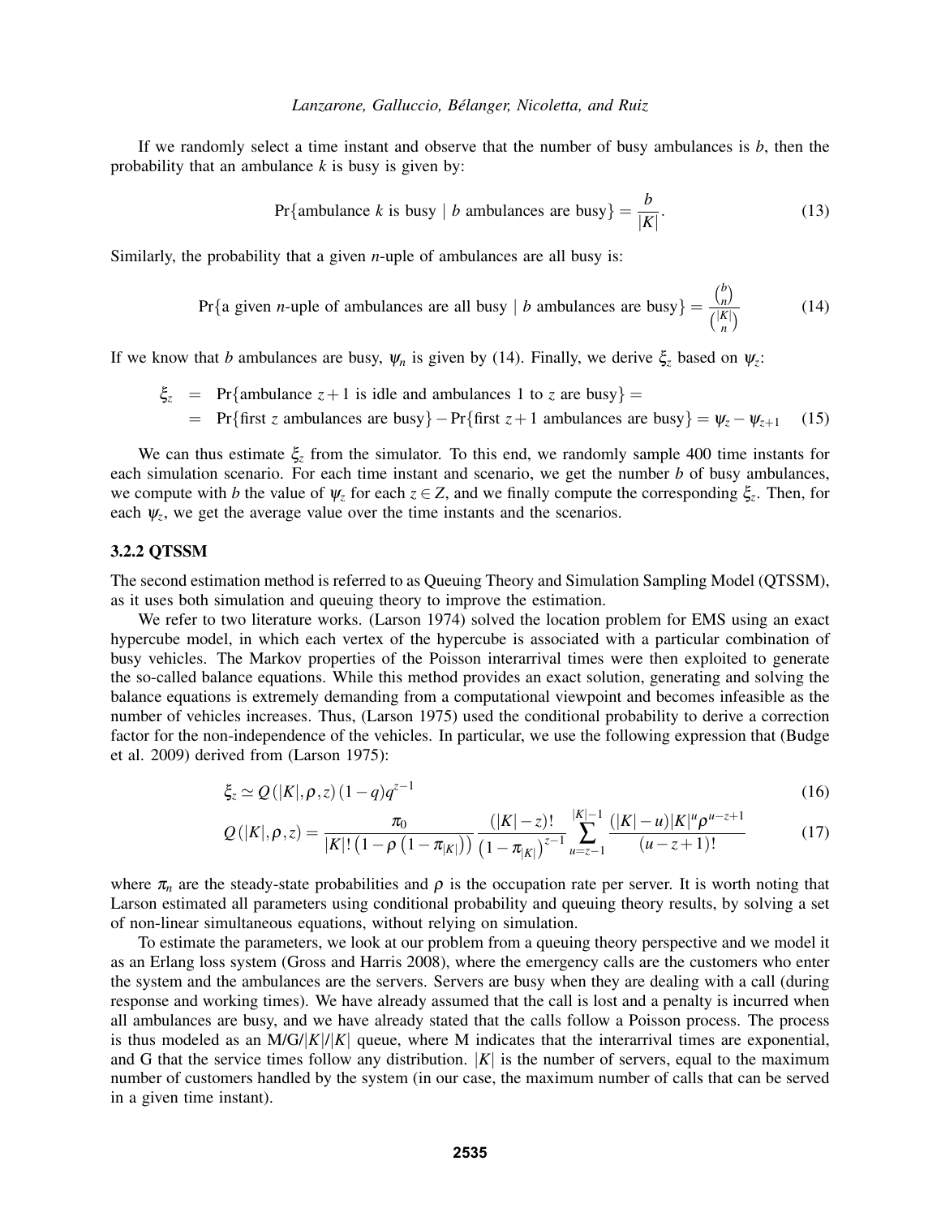If we randomly select a time instant and observe that the number of busy ambulances is $b$, then the probability that an ambulance $k$ is busy is given by:

$$\Pr\{\text{ambulance } k \text{ is busy} \mid b \text{ ambulances are busy}\} = \frac{b}{|K|}. \tag{13}$$

Similarly, the probability that a given $n$-uple of ambulances are all busy is:

$$\Pr\{\text{a given } n\text{-uple of ambulances are all busy} \mid b \text{ ambulances are busy}\} = \frac{\binom{b}{n}}{\binom{|K|}{n}} \tag{14}$$

If we know that $b$ ambulances are busy, $\psi_n$ is given by (14). Finally, we derive $\xi_z$ based on $\psi_z$:

$$\begin{aligned}\xi_z &= \Pr\{\text{ambulance } z+1 \text{ is idle and ambulances 1 to } z \text{ are busy}\} = \\ &= \Pr\{\text{first } z \text{ ambulances are busy}\} - \Pr\{\text{first } z+1 \text{ ambulances are busy}\} = \psi_z - \psi_{z+1} \end{aligned} \tag{15}$$

We can thus estimate $\xi_z$ from the simulator. To this end, we randomly sample 400 time instants for each simulation scenario. For each time instant and scenario, we get the number $b$ of busy ambulances, we compute with $b$ the value of $\psi_z$ for each $z \in Z$, and we finally compute the corresponding $\xi_z$. Then, for each $\psi_z$, we get the average value over the time instants and the scenarios.

### 3.2.2 QTSSM

The second estimation method is referred to as Queuing Theory and Simulation Sampling Model (QTSSM), as it uses both simulation and queuing theory to improve the estimation.

We refer to two literature works. (Larson 1974) solved the location problem for EMS using an exact hypercube model, in which each vertex of the hypercube is associated with a particular combination of busy vehicles. The Markov properties of the Poisson interarrival times were then exploited to generate the so-called balance equations. While this method provides an exact solution, generating and solving the balance equations is extremely demanding from a computational viewpoint and becomes infeasible as the number of vehicles increases. Thus, (Larson 1975) used the conditional probability to derive a correction factor for the non-independence of the vehicles. In particular, we use the following expression that (Budge et al. 2009) derived from (Larson 1975):

$$\xi_z \simeq Q(|K|,\rho,z)\,(1-q)\,q^{z-1} \tag{16}$$

$$Q(|K|,\rho,z) = \frac{\pi_0}{|K|!\left(1-\rho\left(1-\pi_{|K|}\right)\right)} \frac{(|K|-z)!}{\left(1-\pi_{|K|}\right)^{z-1}} \sum_{u=z-1}^{|K|-1} \frac{(|K|-u)|K|^u \rho^{u-z+1}}{(u-z+1)!} \tag{17}$$

where $\pi_n$ are the steady-state probabilities and $\rho$ is the occupation rate per server. It is worth noting that Larson estimated all parameters using conditional probability and queuing theory results, by solving a set of non-linear simultaneous equations, without relying on simulation.

To estimate the parameters, we look at our problem from a queuing theory perspective and we model it as an Erlang loss system (Gross and Harris 2008), where the emergency calls are the customers who enter the system and the ambulances are the servers. Servers are busy when they are dealing with a call (during response and working times). We have already assumed that the call is lost and a penalty is incurred when all ambulances are busy, and we have already stated that the calls follow a Poisson process. The process is thus modeled as an M/G/$|K|$/$|K|$ queue, where M indicates that the interarrival times are exponential, and G that the service times follow any distribution. $|K|$ is the number of servers, equal to the maximum number of customers handled by the system (in our case, the maximum number of calls that can be served in a given time instant).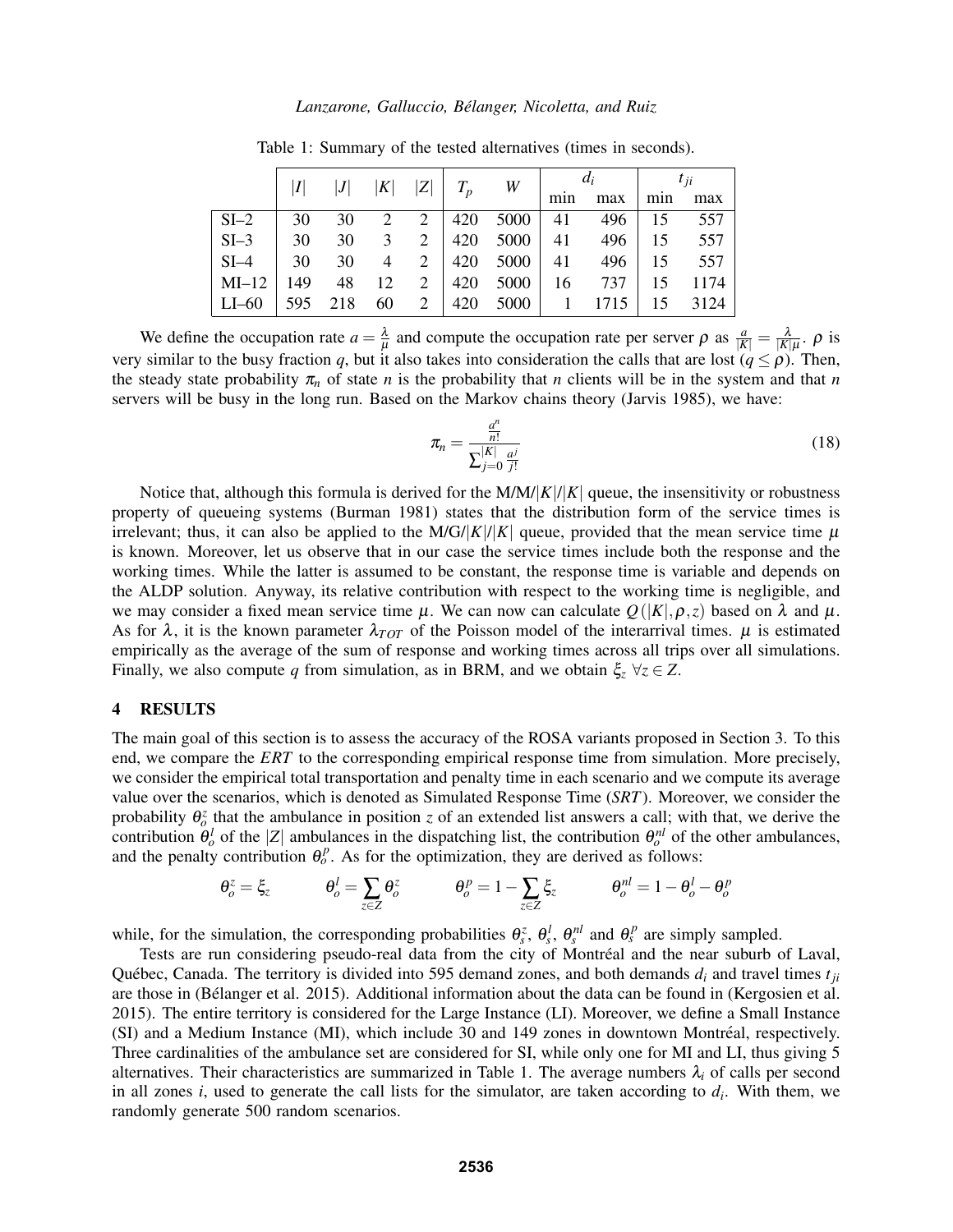Table 1: Summary of the tested alternatives (times in seconds).

| | $\|I\|$ | $\|J\|$ | $\|K\|$ | $\|Z\|$ | $T_p$ | $W$ | $d_i$ | | $t_{ji}$ | |
|---|---|---|---|---|---|---|---|---|---|---|
| | | | | | | | min | max | min | max |
| SI–2 | 30 | 30 | 2 | 2 | 420 | 5000 | 41 | 496 | 15 | 557 |
| SI–3 | 30 | 30 | 3 | 2 | 420 | 5000 | 41 | 496 | 15 | 557 |
| SI–4 | 30 | 30 | 4 | 2 | 420 | 5000 | 41 | 496 | 15 | 557 |
| MI–12 | 149 | 48 | 12 | 2 | 420 | 5000 | 16 | 737 | 15 | 1174 |
| LI–60 | 595 | 218 | 60 | 2 | 420 | 5000 | 1 | 1715 | 15 | 3124 |

We define the occupation rate $a = \frac{\lambda}{\mu}$ and compute the occupation rate per server $\rho$ as $\frac{a}{|K|} = \frac{\lambda}{|K|\mu}$. $\rho$ is very similar to the busy fraction $q$, but it also takes into consideration the calls that are lost ($q \leq \rho$). Then, the steady state probability $\pi_n$ of state $n$ is the probability that $n$ clients will be in the system and that $n$ servers will be busy in the long run. Based on the Markov chains theory (Jarvis 1985), we have:

$$\pi_n = \frac{\frac{a^n}{n!}}{\sum_{j=0}^{|K|} \frac{a^j}{j!}} \tag{18}$$

Notice that, although this formula is derived for the M/M/$|K|$/$|K|$ queue, the insensitivity or robustness property of queueing systems (Burman 1981) states that the distribution form of the service times is irrelevant; thus, it can also be applied to the M/G/$|K|$/$|K|$ queue, provided that the mean service time $\mu$ is known. Moreover, let us observe that in our case the service times include both the response and the working times. While the latter is assumed to be constant, the response time is variable and depends on the ALDP solution. Anyway, its relative contribution with respect to the working time is negligible, and we may consider a fixed mean service time $\mu$. We can now can calculate $Q(|K|, \rho, z)$ based on $\lambda$ and $\mu$. As for $\lambda$, it is the known parameter $\lambda_{TOT}$ of the Poisson model of the interarrival times. $\mu$ is estimated empirically as the average of the sum of response and working times across all trips over all simulations. Finally, we also compute $q$ from simulation, as in BRM, and we obtain $\xi_z$ $\forall z \in Z$.

## 4 RESULTS

The main goal of this section is to assess the accuracy of the ROSA variants proposed in Section 3. To this end, we compare the *ERT* to the corresponding empirical response time from simulation. More precisely, we consider the empirical total transportation and penalty time in each scenario and we compute its average value over the scenarios, which is denoted as Simulated Response Time (*SRT*). Moreover, we consider the probability $\theta_o^z$ that the ambulance in position $z$ of an extended list answers a call; with that, we derive the contribution $\theta_o^l$ of the $|Z|$ ambulances in the dispatching list, the contribution $\theta_o^{nl}$ of the other ambulances, and the penalty contribution $\theta_o^p$. As for the optimization, they are derived as follows:

$$\theta_o^z = \xi_z \qquad \theta_o^l = \sum_{z \in Z} \theta_o^z \qquad \theta_o^p = 1 - \sum_{z \in Z} \xi_z \qquad \theta_o^{nl} = 1 - \theta_o^l - \theta_o^p$$

while, for the simulation, the corresponding probabilities $\theta_s^z$, $\theta_s^l$, $\theta_s^{nl}$ and $\theta_s^p$ are simply sampled.

Tests are run considering pseudo-real data from the city of Montréal and the near suburb of Laval, Québec, Canada. The territory is divided into 595 demand zones, and both demands $d_i$ and travel times $t_{ji}$ are those in (Bélanger et al. 2015). Additional information about the data can be found in (Kergosien et al. 2015). The entire territory is considered for the Large Instance (LI). Moreover, we define a Small Instance (SI) and a Medium Instance (MI), which include 30 and 149 zones in downtown Montréal, respectively. Three cardinalities of the ambulance set are considered for SI, while only one for MI and LI, thus giving 5 alternatives. Their characteristics are summarized in Table 1. The average numbers $\lambda_i$ of calls per second in all zones $i$, used to generate the call lists for the simulator, are taken according to $d_i$. With them, we randomly generate 500 random scenarios.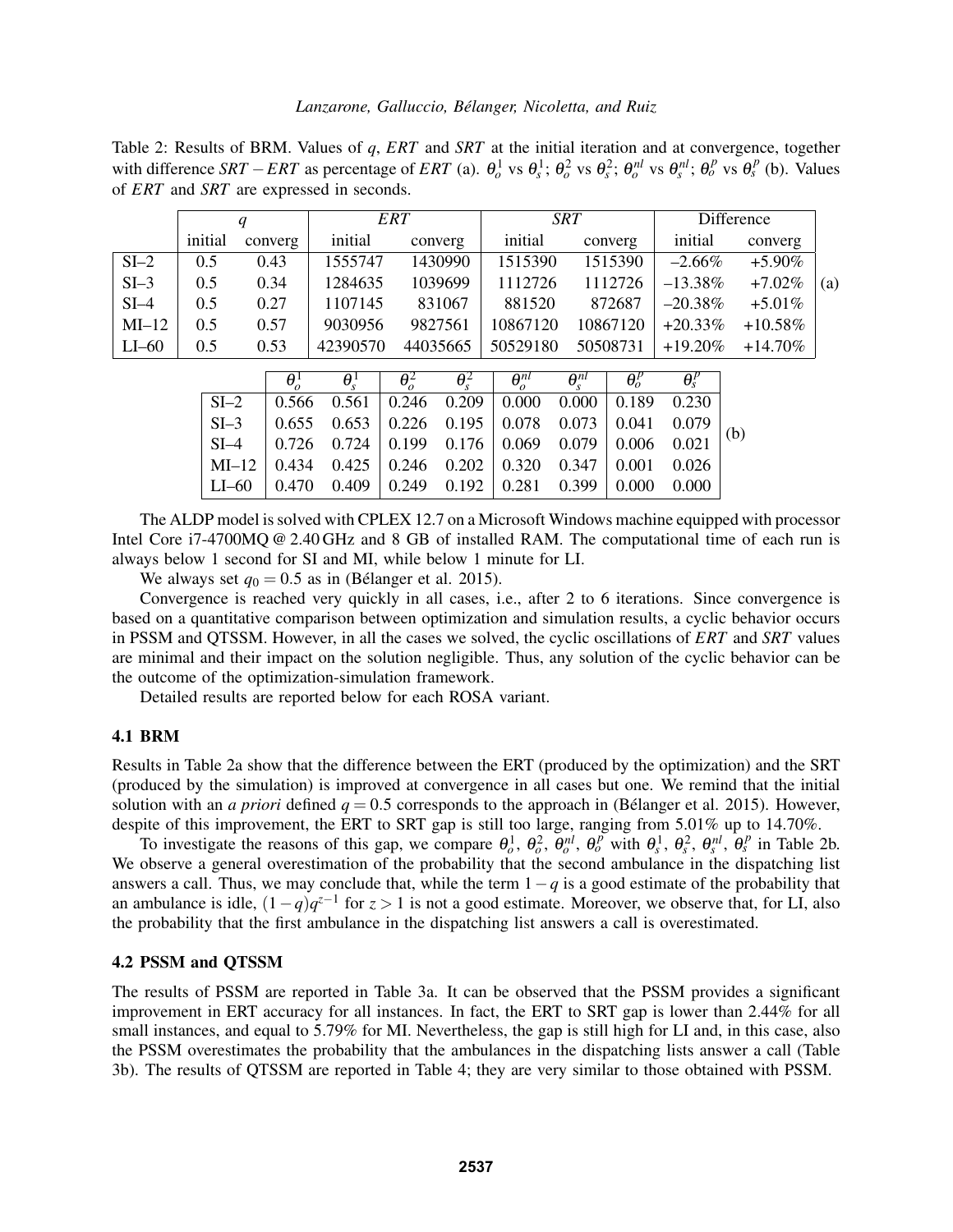Table 2: Results of BRM. Values of $q$, $ERT$ and $SRT$ at the initial iteration and at convergence, together with difference $SRT - ERT$ as percentage of $ERT$ (a). $\theta_o^1$ vs $\theta_s^1$; $\theta_o^2$ vs $\theta_s^2$; $\theta_o^{nl}$ vs $\theta_s^{nl}$; $\theta_o^p$ vs $\theta_s^p$ (b). Values of $ERT$ and $SRT$ are expressed in seconds.

(a)

| | $q$ | | $ERT$ | | $SRT$ | | Difference | |
|---|---|---|---|---|---|---|---|---|
| | initial | converg | initial | converg | initial | converg | initial | converg |
| SI–2 | 0.5 | 0.43 | 1555747 | 1430990 | 1515390 | 1515390 | –2.66% | +5.90% |
| SI–3 | 0.5 | 0.34 | 1284635 | 1039699 | 1112726 | 1112726 | –13.38% | +7.02% |
| SI–4 | 0.5 | 0.27 | 1107145 | 831067 | 881520 | 872687 | –20.38% | +5.01% |
| MI–12 | 0.5 | 0.57 | 9030956 | 9827561 | 10867120 | 10867120 | +20.33% | +10.58% |
| LI–60 | 0.5 | 0.53 | 42390570 | 44035665 | 50529180 | 50508731 | +19.20% | +14.70% |

(b)

| | $\theta_o^1$ | $\theta_s^1$ | $\theta_o^2$ | $\theta_s^2$ | $\theta_o^{nl}$ | $\theta_s^{nl}$ | $\theta_o^p$ | $\theta_s^p$ |
|---|---|---|---|---|---|---|---|---|
| SI–2 | 0.566 | 0.561 | 0.246 | 0.209 | 0.000 | 0.000 | 0.189 | 0.230 |
| SI–3 | 0.655 | 0.653 | 0.226 | 0.195 | 0.078 | 0.073 | 0.041 | 0.079 |
| SI–4 | 0.726 | 0.724 | 0.199 | 0.176 | 0.069 | 0.079 | 0.006 | 0.021 |
| MI–12 | 0.434 | 0.425 | 0.246 | 0.202 | 0.320 | 0.347 | 0.001 | 0.026 |
| LI–60 | 0.470 | 0.409 | 0.249 | 0.192 | 0.281 | 0.399 | 0.000 | 0.000 |

The ALDP model is solved with CPLEX 12.7 on a Microsoft Windows machine equipped with processor Intel Core i7-4700MQ @ 2.40 GHz and 8 GB of installed RAM. The computational time of each run is always below 1 second for SI and MI, while below 1 minute for LI.

We always set $q_0 = 0.5$ as in (Bélanger et al. 2015).

Convergence is reached very quickly in all cases, i.e., after 2 to 6 iterations. Since convergence is based on a quantitative comparison between optimization and simulation results, a cyclic behavior occurs in PSSM and QTSSM. However, in all the cases we solved, the cyclic oscillations of $ERT$ and $SRT$ values are minimal and their impact on the solution negligible. Thus, any solution of the cyclic behavior can be the outcome of the optimization-simulation framework.

Detailed results are reported below for each ROSA variant.

### 4.1 BRM

Results in Table 2a show that the difference between the ERT (produced by the optimization) and the SRT (produced by the simulation) is improved at convergence in all cases but one. We remind that the initial solution with an *a priori* defined $q = 0.5$ corresponds to the approach in (Bélanger et al. 2015). However, despite of this improvement, the ERT to SRT gap is still too large, ranging from 5.01% up to 14.70%.

To investigate the reasons of this gap, we compare $\theta_o^1$, $\theta_o^2$, $\theta_o^{nl}$, $\theta_o^p$ with $\theta_s^1$, $\theta_s^2$, $\theta_s^{nl}$, $\theta_s^p$ in Table 2b. We observe a general overestimation of the probability that the second ambulance in the dispatching list answers a call. Thus, we may conclude that, while the term $1-q$ is a good estimate of the probability that an ambulance is idle, $(1-q)q^{z-1}$ for $z > 1$ is not a good estimate. Moreover, we observe that, for LI, also the probability that the first ambulance in the dispatching list answers a call is overestimated.

### 4.2 PSSM and QTSSM

The results of PSSM are reported in Table 3a. It can be observed that the PSSM provides a significant improvement in ERT accuracy for all instances. In fact, the ERT to SRT gap is lower than 2.44% for all small instances, and equal to 5.79% for MI. Nevertheless, the gap is still high for LI and, in this case, also the PSSM overestimates the probability that the ambulances in the dispatching lists answer a call (Table 3b). The results of QTSSM are reported in Table 4; they are very similar to those obtained with PSSM.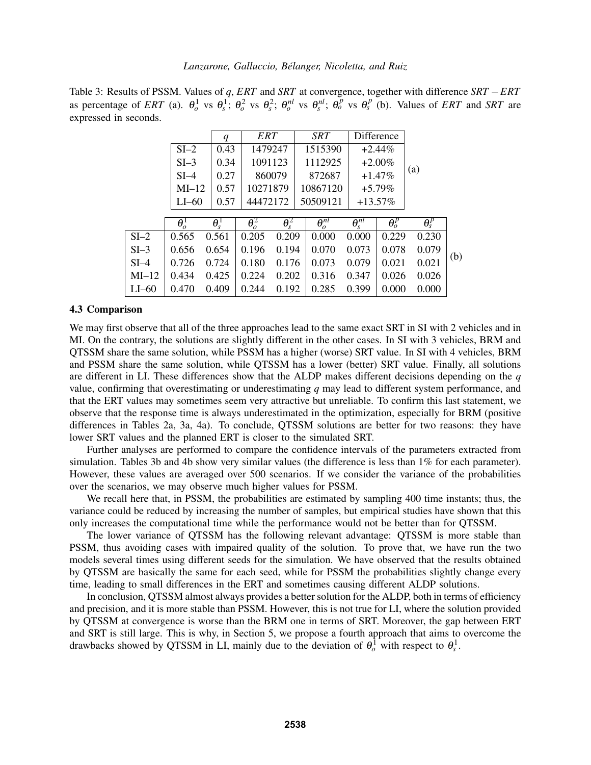Table 3: Results of PSSM. Values of $q$, $ERT$ and $SRT$ at convergence, together with difference $SRT - ERT$ as percentage of $ERT$ (a). $\theta_o^1$ vs $\theta_s^1$; $\theta_o^2$ vs $\theta_s^2$; $\theta_o^{nl}$ vs $\theta_s^{nl}$; $\theta_o^p$ vs $\theta_s^p$ (b). Values of $ERT$ and $SRT$ are expressed in seconds.

(a)

| | $q$ | $ERT$ | $SRT$ | Difference |
|---|---|---|---|---|
| SI–2 | 0.43 | 1479247 | 1515390 | +2.44% |
| SI–3 | 0.34 | 1091123 | 1112925 | +2.00% |
| SI–4 | 0.27 | 860079 | 872687 | +1.47% |
| MI–12 | 0.57 | 10271879 | 10867120 | +5.79% |
| LI–60 | 0.57 | 44472172 | 50509121 | +13.57% |

(b)

| | $\theta_o^1$ | $\theta_s^1$ | $\theta_o^2$ | $\theta_s^2$ | $\theta_o^{nl}$ | $\theta_s^{nl}$ | $\theta_o^p$ | $\theta_s^p$ |
|---|---|---|---|---|---|---|---|---|
| SI–2 | 0.565 | 0.561 | 0.205 | 0.209 | 0.000 | 0.000 | 0.229 | 0.230 |
| SI–3 | 0.656 | 0.654 | 0.196 | 0.194 | 0.070 | 0.073 | 0.078 | 0.079 |
| SI–4 | 0.726 | 0.724 | 0.180 | 0.176 | 0.073 | 0.079 | 0.021 | 0.021 |
| MI–12 | 0.434 | 0.425 | 0.224 | 0.202 | 0.316 | 0.347 | 0.026 | 0.026 |
| LI–60 | 0.470 | 0.409 | 0.244 | 0.192 | 0.285 | 0.399 | 0.000 | 0.000 |

### 4.3 Comparison

We may first observe that all of the three approaches lead to the same exact SRT in SI with 2 vehicles and in MI. On the contrary, the solutions are slightly different in the other cases. In SI with 3 vehicles, BRM and QTSSM share the same solution, while PSSM has a higher (worse) SRT value. In SI with 4 vehicles, BRM and PSSM share the same solution, while QTSSM has a lower (better) SRT value. Finally, all solutions are different in LI. These differences show that the ALDP makes different decisions depending on the $q$ value, confirming that overestimating or underestimating $q$ may lead to different system performance, and that the ERT values may sometimes seem very attractive but unreliable. To confirm this last statement, we observe that the response time is always underestimated in the optimization, especially for BRM (positive differences in Tables 2a, 3a, 4a). To conclude, QTSSM solutions are better for two reasons: they have lower SRT values and the planned ERT is closer to the simulated SRT.

Further analyses are performed to compare the confidence intervals of the parameters extracted from simulation. Tables 3b and 4b show very similar values (the difference is less than 1% for each parameter). However, these values are averaged over 500 scenarios. If we consider the variance of the probabilities over the scenarios, we may observe much higher values for PSSM.

We recall here that, in PSSM, the probabilities are estimated by sampling 400 time instants; thus, the variance could be reduced by increasing the number of samples, but empirical studies have shown that this only increases the computational time while the performance would not be better than for QTSSM.

The lower variance of QTSSM has the following relevant advantage: QTSSM is more stable than PSSM, thus avoiding cases with impaired quality of the solution. To prove that, we have run the two models several times using different seeds for the simulation. We have observed that the results obtained by QTSSM are basically the same for each seed, while for PSSM the probabilities slightly change every time, leading to small differences in the ERT and sometimes causing different ALDP solutions.

In conclusion, QTSSM almost always provides a better solution for the ALDP, both in terms of efficiency and precision, and it is more stable than PSSM. However, this is not true for LI, where the solution provided by QTSSM at convergence is worse than the BRM one in terms of SRT. Moreover, the gap between ERT and SRT is still large. This is why, in Section 5, we propose a fourth approach that aims to overcome the drawbacks showed by QTSSM in LI, mainly due to the deviation of $\theta_o^1$ with respect to $\theta_s^1$.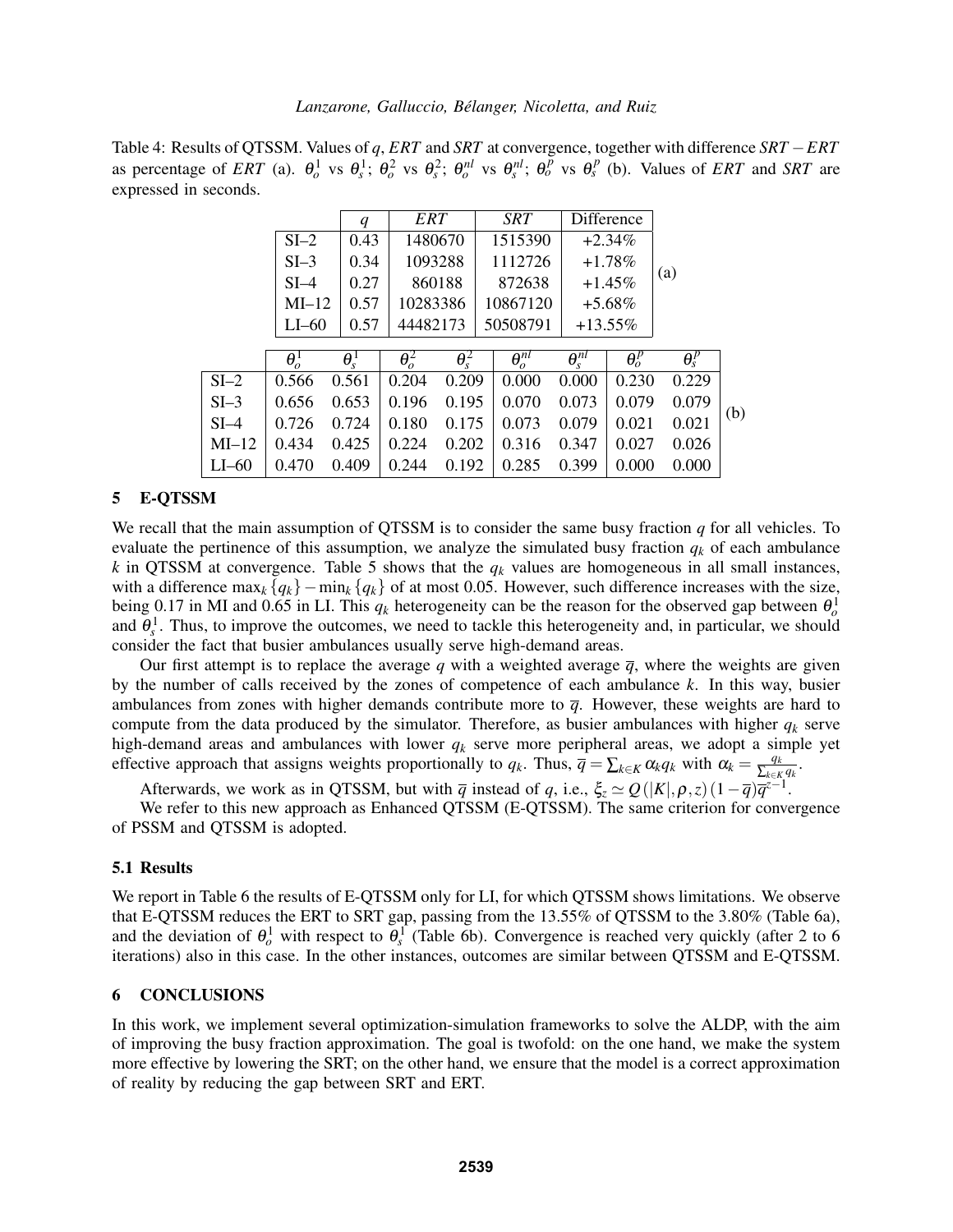Table 4: Results of QTSSM. Values of $q$, $ERT$ and $SRT$ at convergence, together with difference $SRT - ERT$ as percentage of $ERT$ (a). $\theta_o^1$ vs $\theta_s^1$; $\theta_o^2$ vs $\theta_s^2$; $\theta_o^{nl}$ vs $\theta_s^{nl}$; $\theta_o^p$ vs $\theta_s^p$ (b). Values of $ERT$ and $SRT$ are expressed in seconds.

(a)

| | $q$ | $ERT$ | $SRT$ | Difference |
|---|---|---|---|---|
| SI–2 | 0.43 | 1480670 | 1515390 | +2.34% |
| SI–3 | 0.34 | 1093288 | 1112726 | +1.78% |
| SI–4 | 0.27 | 860188 | 872638 | +1.45% |
| MI–12 | 0.57 | 10283386 | 10867120 | +5.68% |
| LI–60 | 0.57 | 44482173 | 50508791 | +13.55% |

(b)

| | $\theta_o^1$ | $\theta_s^1$ | $\theta_o^2$ | $\theta_s^2$ | $\theta_o^{nl}$ | $\theta_s^{nl}$ | $\theta_o^p$ | $\theta_s^p$ |
|---|---|---|---|---|---|---|---|---|
| SI–2 | 0.566 | 0.561 | 0.204 | 0.209 | 0.000 | 0.000 | 0.230 | 0.229 |
| SI–3 | 0.656 | 0.653 | 0.196 | 0.195 | 0.070 | 0.073 | 0.079 | 0.079 |
| SI–4 | 0.726 | 0.724 | 0.180 | 0.175 | 0.073 | 0.079 | 0.021 | 0.021 |
| MI–12 | 0.434 | 0.425 | 0.224 | 0.202 | 0.316 | 0.347 | 0.027 | 0.026 |
| LI–60 | 0.470 | 0.409 | 0.244 | 0.192 | 0.285 | 0.399 | 0.000 | 0.000 |

## 5 E-QTSSM

We recall that the main assumption of QTSSM is to consider the same busy fraction $q$ for all vehicles. To evaluate the pertinence of this assumption, we analyze the simulated busy fraction $q_k$ of each ambulance $k$ in QTSSM at convergence. Table 5 shows that the $q_k$ values are homogeneous in all small instances, with a difference $\max_k \{q_k\} - \min_k \{q_k\}$ of at most 0.05. However, such difference increases with the size, being 0.17 in MI and 0.65 in LI. This $q_k$ heterogeneity can be the reason for the observed gap between $\theta_o^1$ and $\theta_s^1$. Thus, to improve the outcomes, we need to tackle this heterogeneity and, in particular, we should consider the fact that busier ambulances usually serve high-demand areas.

Our first attempt is to replace the average $q$ with a weighted average $\overline{q}$, where the weights are given by the number of calls received by the zones of competence of each ambulance $k$. In this way, busier ambulances from zones with higher demands contribute more to $\overline{q}$. However, these weights are hard to compute from the data produced by the simulator. Therefore, as busier ambulances with higher $q_k$ serve high-demand areas and ambulances with lower $q_k$ serve more peripheral areas, we adopt a simple yet effective approach that assigns weights proportionally to $q_k$. Thus, $\overline{q} = \sum_{k \in K} \alpha_k q_k$ with $\alpha_k = \frac{q_k}{\sum_{k \in K} q_k}$.

Afterwards, we work as in QTSSM, but with $\overline{q}$ instead of $q$, i.e., $\xi_z \simeq Q(|K|, \rho, z)(1-\overline{q})\overline{q}^{z-1}$.

We refer to this new approach as Enhanced QTSSM (E-QTSSM). The same criterion for convergence of PSSM and QTSSM is adopted.

### 5.1 Results

We report in Table 6 the results of E-QTSSM only for LI, for which QTSSM shows limitations. We observe that E-QTSSM reduces the ERT to SRT gap, passing from the 13.55% of QTSSM to the 3.80% (Table 6a), and the deviation of $\theta_o^1$ with respect to $\theta_s^1$ (Table 6b). Convergence is reached very quickly (after 2 to 6 iterations) also in this case. In the other instances, outcomes are similar between QTSSM and E-QTSSM.

## 6 CONCLUSIONS

In this work, we implement several optimization-simulation frameworks to solve the ALDP, with the aim of improving the busy fraction approximation. The goal is twofold: on the one hand, we make the system more effective by lowering the SRT; on the other hand, we ensure that the model is a correct approximation of reality by reducing the gap between SRT and ERT.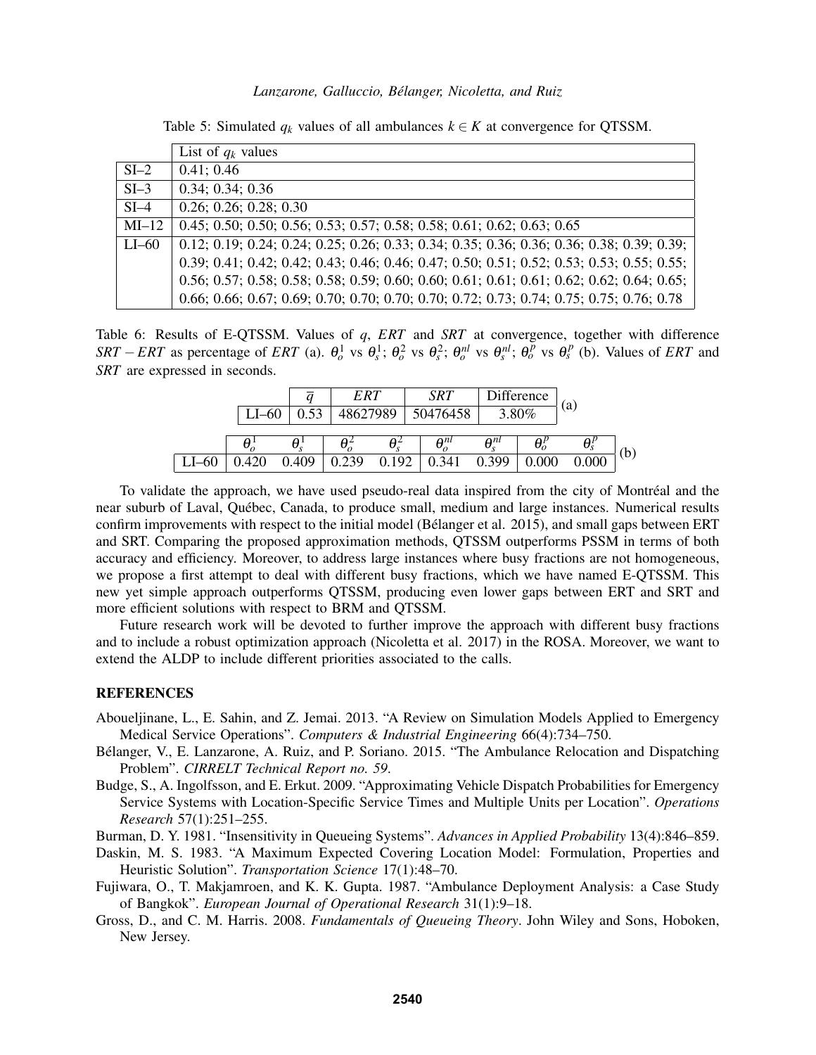Table 5: Simulated $q_k$ values of all ambulances $k \in K$ at convergence for QTSSM.

| | List of $q_k$ values |
|---|---|
| SI–2 | 0.41; 0.46 |
| SI–3 | 0.34; 0.34; 0.36 |
| SI–4 | 0.26; 0.26; 0.28; 0.30 |
| MI–12 | 0.45; 0.50; 0.50; 0.56; 0.53; 0.57; 0.58; 0.58; 0.61; 0.62; 0.63; 0.65 |
| LI–60 | 0.12; 0.19; 0.24; 0.24; 0.25; 0.26; 0.33; 0.34; 0.35; 0.36; 0.36; 0.36; 0.38; 0.39; 0.39; 0.39; 0.41; 0.42; 0.42; 0.43; 0.46; 0.46; 0.47; 0.50; 0.51; 0.52; 0.53; 0.53; 0.55; 0.55; 0.56; 0.57; 0.58; 0.58; 0.58; 0.59; 0.60; 0.60; 0.61; 0.61; 0.61; 0.62; 0.62; 0.64; 0.65; 0.66; 0.66; 0.67; 0.69; 0.70; 0.70; 0.70; 0.70; 0.72; 0.73; 0.74; 0.75; 0.75; 0.76; 0.78 |

Table 6: Results of E-QTSSM. Values of $q$, $ERT$ and $SRT$ at convergence, together with difference $SRT - ERT$ as percentage of $ERT$ (a). $\theta_o^1$ vs $\theta_s^1$; $\theta_o^2$ vs $\theta_s^2$; $\theta_o^{nl}$ vs $\theta_s^{nl}$; $\theta_o^p$ vs $\theta_s^p$ (b). Values of $ERT$ and $SRT$ are expressed in seconds.

(a)

| | $\overline{q}$ | $ERT$ | $SRT$ | Difference |
|---|---|---|---|---|
| LI–60 | 0.53 | 48627989 | 50476458 | 3.80% |

(b)

| | $\theta_o^1$ | $\theta_s^1$ | $\theta_o^2$ | $\theta_s^2$ | $\theta_o^{nl}$ | $\theta_s^{nl}$ | $\theta_o^p$ | $\theta_s^p$ |
|---|---|---|---|---|---|---|---|---|
| LI–60 | 0.420 | 0.409 | 0.239 | 0.192 | 0.341 | 0.399 | 0.000 | 0.000 |

To validate the approach, we have used pseudo-real data inspired from the city of Montréal and the near suburb of Laval, Québec, Canada, to produce small, medium and large instances. Numerical results confirm improvements with respect to the initial model (Bélanger et al. 2015), and small gaps between ERT and SRT. Comparing the proposed approximation methods, QTSSM outperforms PSSM in terms of both accuracy and efficiency. Moreover, to address large instances where busy fractions are not homogeneous, we propose a first attempt to deal with different busy fractions, which we have named E-QTSSM. This new yet simple approach outperforms QTSSM, producing even lower gaps between ERT and SRT and more efficient solutions with respect to BRM and QTSSM.

Future research work will be devoted to further improve the approach with different busy fractions and to include a robust optimization approach (Nicoletta et al. 2017) in the ROSA. Moreover, we want to extend the ALDP to include different priorities associated to the calls.

## REFERENCES

Aboueljinane, L., E. Sahin, and Z. Jemai. 2013. "A Review on Simulation Models Applied to Emergency Medical Service Operations". *Computers & Industrial Engineering* 66(4):734–750.

Bélanger, V., E. Lanzarone, A. Ruiz, and P. Soriano. 2015. "The Ambulance Relocation and Dispatching Problem". *CIRRELT Technical Report no. 59*.

Budge, S., A. Ingolfsson, and E. Erkut. 2009. "Approximating Vehicle Dispatch Probabilities for Emergency Service Systems with Location-Specific Service Times and Multiple Units per Location". *Operations Research* 57(1):251–255.

Burman, D. Y. 1981. "Insensitivity in Queueing Systems". *Advances in Applied Probability* 13(4):846–859.

Daskin, M. S. 1983. "A Maximum Expected Covering Location Model: Formulation, Properties and Heuristic Solution". *Transportation Science* 17(1):48–70.

Fujiwara, O., T. Makjamroen, and K. K. Gupta. 1987. "Ambulance Deployment Analysis: a Case Study of Bangkok". *European Journal of Operational Research* 31(1):9–18.

Gross, D., and C. M. Harris. 2008. *Fundamentals of Queueing Theory*. John Wiley and Sons, Hoboken, New Jersey.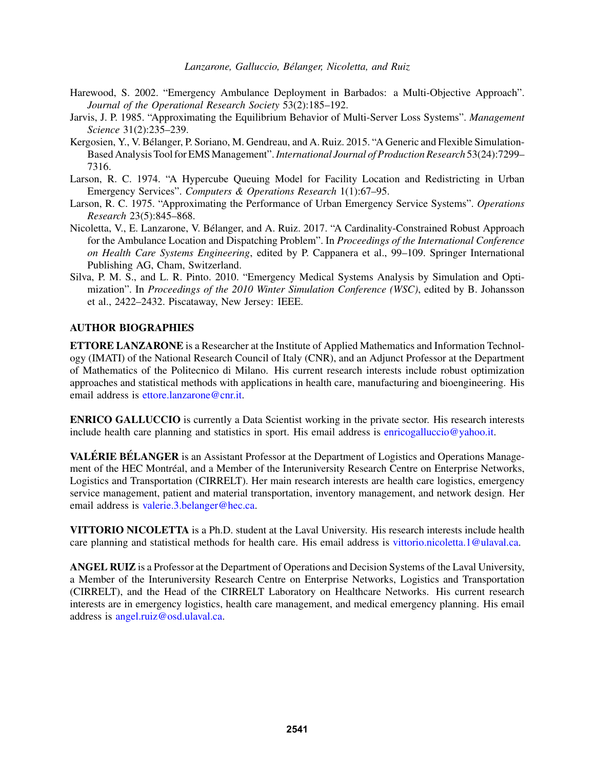Harewood, S. 2002. "Emergency Ambulance Deployment in Barbados: a Multi-Objective Approach". *Journal of the Operational Research Society* 53(2):185–192.

Jarvis, J. P. 1985. "Approximating the Equilibrium Behavior of Multi-Server Loss Systems". *Management Science* 31(2):235–239.

Kergosien, Y., V. Bélanger, P. Soriano, M. Gendreau, and A. Ruiz. 2015. "A Generic and Flexible Simulation-Based Analysis Tool for EMS Management". *International Journal of Production Research* 53(24):7299–7316.

Larson, R. C. 1974. "A Hypercube Queuing Model for Facility Location and Redistricting in Urban Emergency Services". *Computers & Operations Research* 1(1):67–95.

Larson, R. C. 1975. "Approximating the Performance of Urban Emergency Service Systems". *Operations Research* 23(5):845–868.

Nicoletta, V., E. Lanzarone, V. Bélanger, and A. Ruiz. 2017. "A Cardinality-Constrained Robust Approach for the Ambulance Location and Dispatching Problem". In *Proceedings of the International Conference on Health Care Systems Engineering*, edited by P. Cappanera et al., 99–109. Springer International Publishing AG, Cham, Switzerland.

Silva, P. M. S., and L. R. Pinto. 2010. "Emergency Medical Systems Analysis by Simulation and Optimization". In *Proceedings of the 2010 Winter Simulation Conference (WSC)*, edited by B. Johansson et al., 2422–2432. Piscataway, New Jersey: IEEE.

## AUTHOR BIOGRAPHIES

**ETTORE LANZARONE** is a Researcher at the Institute of Applied Mathematics and Information Technology (IMATI) of the National Research Council of Italy (CNR), and an Adjunct Professor at the Department of Mathematics of the Politecnico di Milano. His current research interests include robust optimization approaches and statistical methods with applications in health care, manufacturing and bioengineering. His email address is ettore.lanzarone@cnr.it.

**ENRICO GALLUCCIO** is currently a Data Scientist working in the private sector. His research interests include health care planning and statistics in sport. His email address is enricogalluccio@yahoo.it.

**VALÉRIE BÉLANGER** is an Assistant Professor at the Department of Logistics and Operations Management of the HEC Montréal, and a Member of the Interuniversity Research Centre on Enterprise Networks, Logistics and Transportation (CIRRELT). Her main research interests are health care logistics, emergency service management, patient and material transportation, inventory management, and network design. Her email address is valerie.3.belanger@hec.ca.

**VITTORIO NICOLETTA** is a Ph.D. student at the Laval University. His research interests include health care planning and statistical methods for health care. His email address is vittorio.nicoletta.1@ulaval.ca.

**ANGEL RUIZ** is a Professor at the Department of Operations and Decision Systems of the Laval University, a Member of the Interuniversity Research Centre on Enterprise Networks, Logistics and Transportation (CIRRELT), and the Head of the CIRRELT Laboratory on Healthcare Networks. His current research interests are in emergency logistics, health care management, and medical emergency planning. His email address is angel.ruiz@osd.ulaval.ca.